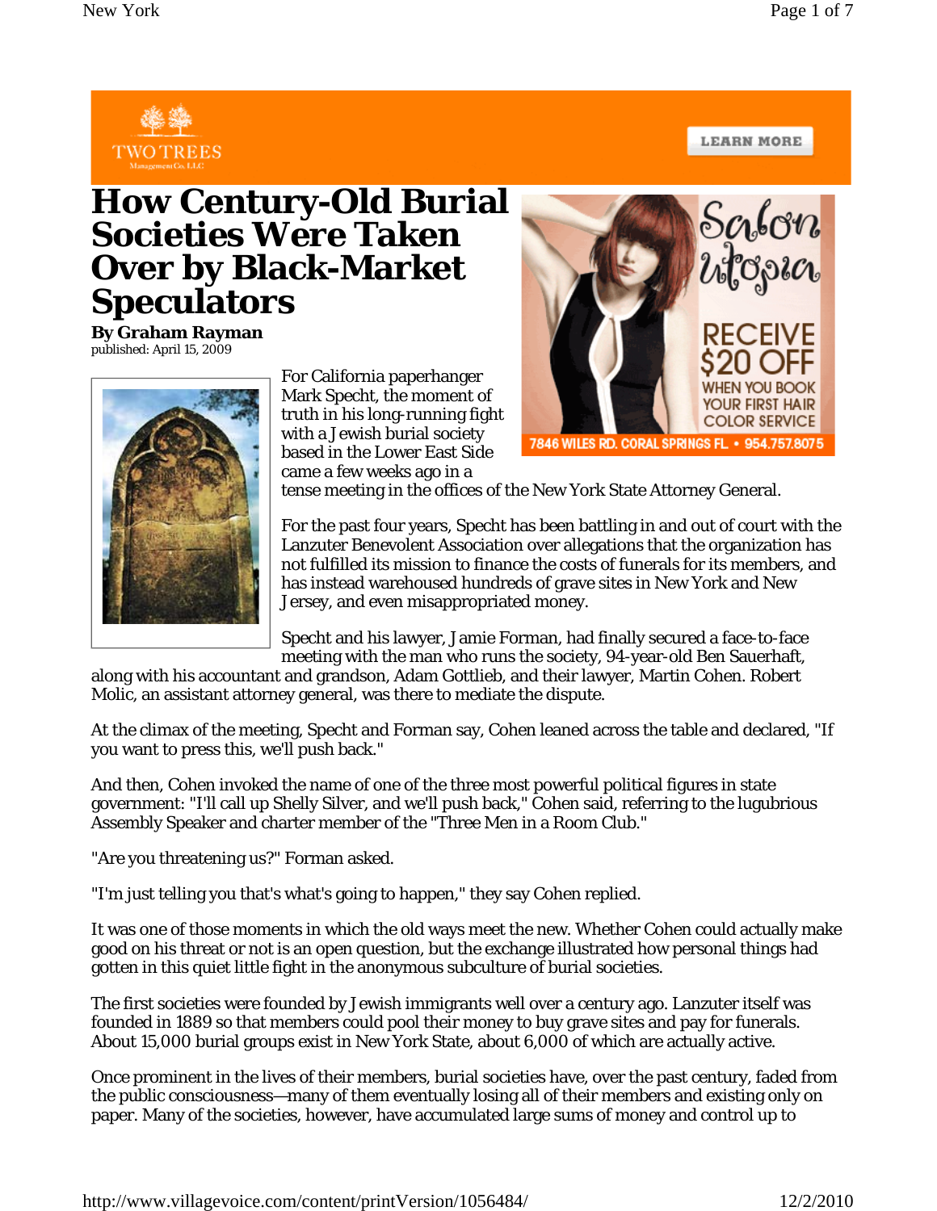# How Century-Old Burial Societies Were Taken Over by Black-Market Speculators

**By Graham Rayman**
published: April 15, 2009

For California paperhanger Mark Specht, the moment of truth in his long-running fight with a Jewish burial society based in the Lower East Side came a few weeks ago in a tense meeting in the offices of the New York State Attorney General.

For the past four years, Specht has been battling in and out of court with the Lanzuter Benevolent Association over allegations that the organization has not fulfilled its mission to finance the costs of funerals for its members, and has instead warehoused hundreds of grave sites in New York and New Jersey, and even misappropriated money.

Specht and his lawyer, Jamie Forman, had finally secured a face-to-face meeting with the man who runs the society, 94-year-old Ben Sauerhaft, along with his accountant and grandson, Adam Gottlieb, and their lawyer, Martin Cohen. Robert Molic, an assistant attorney general, was there to mediate the dispute.

At the climax of the meeting, Specht and Forman say, Cohen leaned across the table and declared, "If you want to press this, we'll push back."

And then, Cohen invoked the name of one of the three most powerful political figures in state government: "I'll call up Shelly Silver, and we'll push back," Cohen said, referring to the lugubrious Assembly Speaker and charter member of the "Three Men in a Room Club."

"Are you threatening us?" Forman asked.

"I'm just telling you that's what's going to happen," they say Cohen replied.

It was one of those moments in which the old ways meet the new. Whether Cohen could actually make good on his threat or not is an open question, but the exchange illustrated how personal things had gotten in this quiet little fight in the anonymous subculture of burial societies.

The first societies were founded by Jewish immigrants well over a century ago. Lanzuter itself was founded in 1889 so that members could pool their money to buy grave sites and pay for funerals. About 15,000 burial groups exist in New York State, about 6,000 of which are actually active.

Once prominent in the lives of their members, burial societies have, over the past century, faded from the public consciousness—many of them eventually losing all of their members and existing only on paper. Many of the societies, however, have accumulated large sums of money and control up to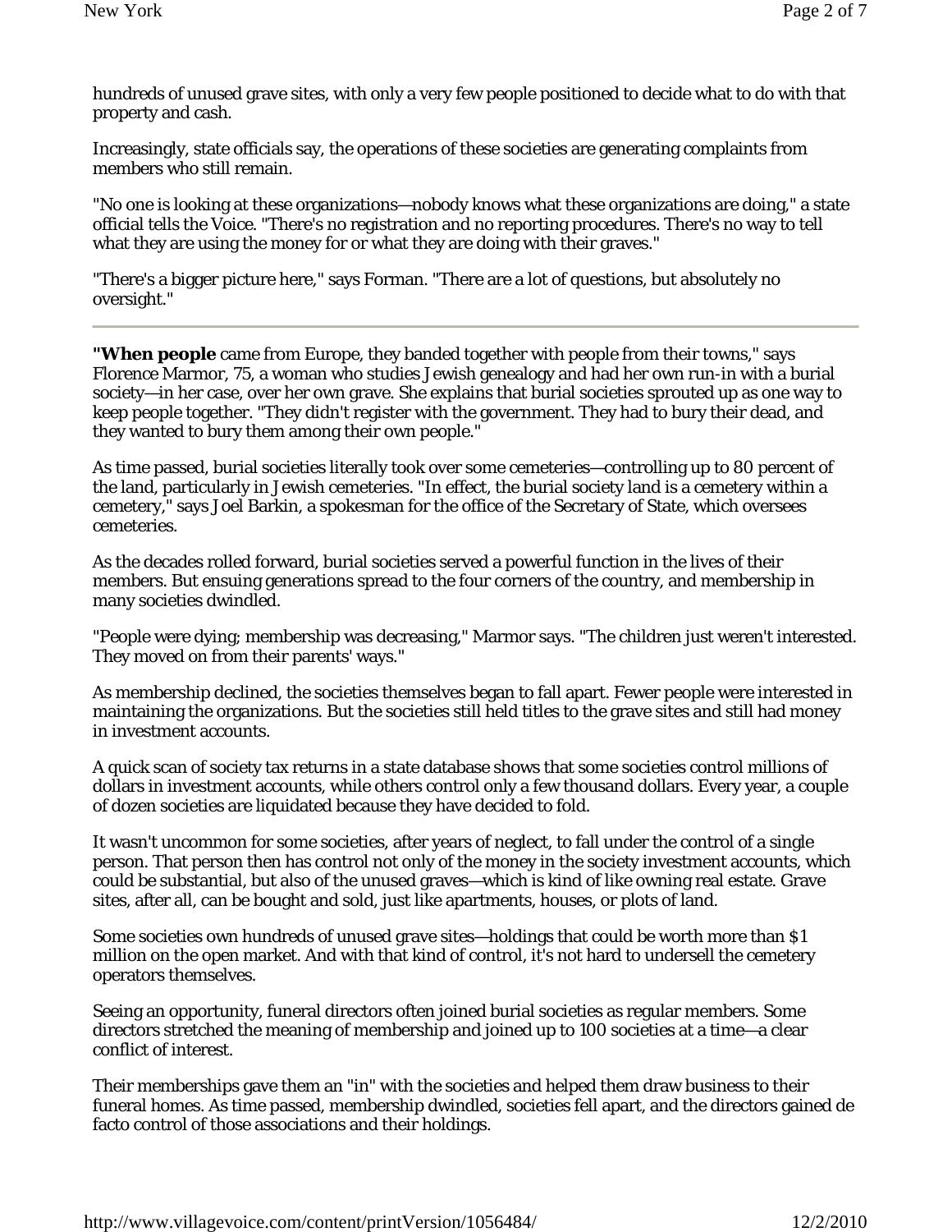hundreds of unused grave sites, with only a very few people positioned to decide what to do with that property and cash.

Increasingly, state officials say, the operations of these societies are generating complaints from members who still remain.

"No one is looking at these organizations—nobody knows what these organizations are doing," a state official tells the Voice. "There's no registration and no reporting procedures. There's no way to tell what they are using the money for or what they are doing with their graves."

"There's a bigger picture here," says Forman. "There are a lot of questions, but absolutely no oversight."

---

**"When people** came from Europe, they banded together with people from their towns," says Florence Marmor, 75, a woman who studies Jewish genealogy and had her own run-in with a burial society—in her case, over her own grave. She explains that burial societies sprouted up as one way to keep people together. "They didn't register with the government. They had to bury their dead, and they wanted to bury them among their own people."

As time passed, burial societies literally took over some cemeteries—controlling up to 80 percent of the land, particularly in Jewish cemeteries. "In effect, the burial society land is a cemetery within a cemetery," says Joel Barkin, a spokesman for the office of the Secretary of State, which oversees cemeteries.

As the decades rolled forward, burial societies served a powerful function in the lives of their members. But ensuing generations spread to the four corners of the country, and membership in many societies dwindled.

"People were dying; membership was decreasing," Marmor says. "The children just weren't interested. They moved on from their parents' ways."

As membership declined, the societies themselves began to fall apart. Fewer people were interested in maintaining the organizations. But the societies still held titles to the grave sites and still had money in investment accounts.

A quick scan of society tax returns in a state database shows that some societies control millions of dollars in investment accounts, while others control only a few thousand dollars. Every year, a couple of dozen societies are liquidated because they have decided to fold.

It wasn't uncommon for some societies, after years of neglect, to fall under the control of a single person. That person then has control not only of the money in the society investment accounts, which could be substantial, but also of the unused graves—which is kind of like owning real estate. Grave sites, after all, can be bought and sold, just like apartments, houses, or plots of land.

Some societies own hundreds of unused grave sites—holdings that could be worth more than $1 million on the open market. And with that kind of control, it's not hard to undersell the cemetery operators themselves.

Seeing an opportunity, funeral directors often joined burial societies as regular members. Some directors stretched the meaning of membership and joined up to 100 societies at a time—a clear conflict of interest.

Their memberships gave them an "in" with the societies and helped them draw business to their funeral homes. As time passed, membership dwindled, societies fell apart, and the directors gained de facto control of those associations and their holdings.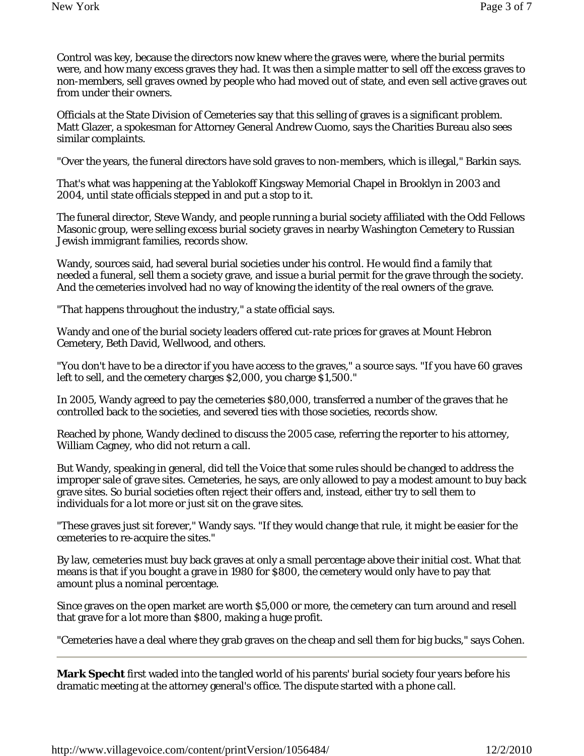Control was key, because the directors now knew where the graves were, where the burial permits were, and how many excess graves they had. It was then a simple matter to sell off the excess graves to non-members, sell graves owned by people who had moved out of state, and even sell active graves out from under their owners.

Officials at the State Division of Cemeteries say that this selling of graves is a significant problem. Matt Glazer, a spokesman for Attorney General Andrew Cuomo, says the Charities Bureau also sees similar complaints.

"Over the years, the funeral directors have sold graves to non-members, which is illegal," Barkin says.

That's what was happening at the Yablokoff Kingsway Memorial Chapel in Brooklyn in 2003 and 2004, until state officials stepped in and put a stop to it.

The funeral director, Steve Wandy, and people running a burial society affiliated with the Odd Fellows Masonic group, were selling excess burial society graves in nearby Washington Cemetery to Russian Jewish immigrant families, records show.

Wandy, sources said, had several burial societies under his control. He would find a family that needed a funeral, sell them a society grave, and issue a burial permit for the grave through the society. And the cemeteries involved had no way of knowing the identity of the real owners of the grave.

"That happens throughout the industry," a state official says.

Wandy and one of the burial society leaders offered cut-rate prices for graves at Mount Hebron Cemetery, Beth David, Wellwood, and others.

"You don't have to be a director if you have access to the graves," a source says. "If you have 60 graves left to sell, and the cemetery charges $2,000, you charge $1,500."

In 2005, Wandy agreed to pay the cemeteries $80,000, transferred a number of the graves that he controlled back to the societies, and severed ties with those societies, records show.

Reached by phone, Wandy declined to discuss the 2005 case, referring the reporter to his attorney, William Cagney, who did not return a call.

But Wandy, speaking in general, did tell the Voice that some rules should be changed to address the improper sale of grave sites. Cemeteries, he says, are only allowed to pay a modest amount to buy back grave sites. So burial societies often reject their offers and, instead, either try to sell them to individuals for a lot more or just sit on the grave sites.

"These graves just sit forever," Wandy says. "If they would change that rule, it might be easier for the cemeteries to re-acquire the sites."

By law, cemeteries must buy back graves at only a small percentage above their initial cost. What that means is that if you bought a grave in 1980 for $800, the cemetery would only have to pay that amount plus a nominal percentage.

Since graves on the open market are worth $5,000 or more, the cemetery can turn around and resell that grave for a lot more than $800, making a huge profit.

"Cemeteries have a deal where they grab graves on the cheap and sell them for big bucks," says Cohen.

---

**Mark Specht** first waded into the tangled world of his parents' burial society four years before his dramatic meeting at the attorney general's office. The dispute started with a phone call.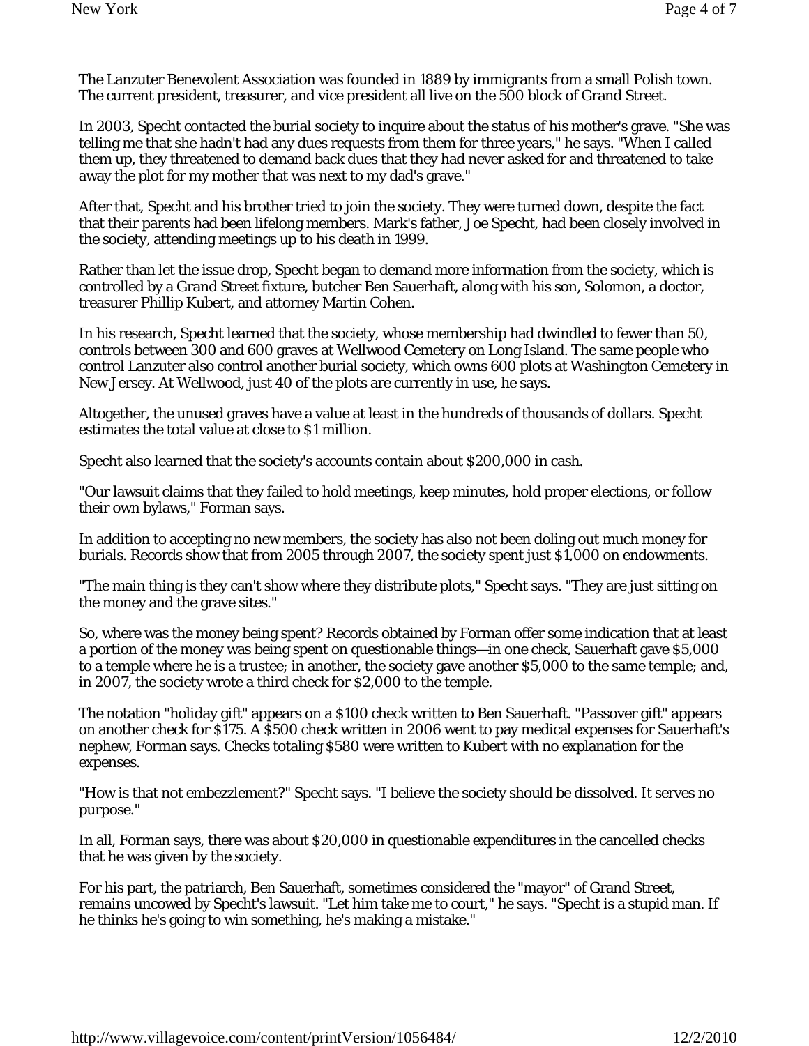The Lanzuter Benevolent Association was founded in 1889 by immigrants from a small Polish town. The current president, treasurer, and vice president all live on the 500 block of Grand Street.

In 2003, Specht contacted the burial society to inquire about the status of his mother's grave. "She was telling me that she hadn't had any dues requests from them for three years," he says. "When I called them up, they threatened to demand back dues that they had never asked for and threatened to take away the plot for my mother that was next to my dad's grave."

After that, Specht and his brother tried to join the society. They were turned down, despite the fact that their parents had been lifelong members. Mark's father, Joe Specht, had been closely involved in the society, attending meetings up to his death in 1999.

Rather than let the issue drop, Specht began to demand more information from the society, which is controlled by a Grand Street fixture, butcher Ben Sauerhaft, along with his son, Solomon, a doctor, treasurer Phillip Kubert, and attorney Martin Cohen.

In his research, Specht learned that the society, whose membership had dwindled to fewer than 50, controls between 300 and 600 graves at Wellwood Cemetery on Long Island. The same people who control Lanzuter also control another burial society, which owns 600 plots at Washington Cemetery in New Jersey. At Wellwood, just 40 of the plots are currently in use, he says.

Altogether, the unused graves have a value at least in the hundreds of thousands of dollars. Specht estimates the total value at close to $1 million.

Specht also learned that the society's accounts contain about $200,000 in cash.

"Our lawsuit claims that they failed to hold meetings, keep minutes, hold proper elections, or follow their own bylaws," Forman says.

In addition to accepting no new members, the society has also not been doling out much money for burials. Records show that from 2005 through 2007, the society spent just $1,000 on endowments.

"The main thing is they can't show where they distribute plots," Specht says. "They are just sitting on the money and the grave sites."

So, where was the money being spent? Records obtained by Forman offer some indication that at least a portion of the money was being spent on questionable things—in one check, Sauerhaft gave $5,000 to a temple where he is a trustee; in another, the society gave another $5,000 to the same temple; and, in 2007, the society wrote a third check for $2,000 to the temple.

The notation "holiday gift" appears on a $100 check written to Ben Sauerhaft. "Passover gift" appears on another check for $175. A $500 check written in 2006 went to pay medical expenses for Sauerhaft's nephew, Forman says. Checks totaling $580 were written to Kubert with no explanation for the expenses.

"How is that not embezzlement?" Specht says. "I believe the society should be dissolved. It serves no purpose."

In all, Forman says, there was about $20,000 in questionable expenditures in the cancelled checks that he was given by the society.

For his part, the patriarch, Ben Sauerhaft, sometimes considered the "mayor" of Grand Street, remains uncowed by Specht's lawsuit. "Let him take me to court," he says. "Specht is a stupid man. If he thinks he's going to win something, he's making a mistake."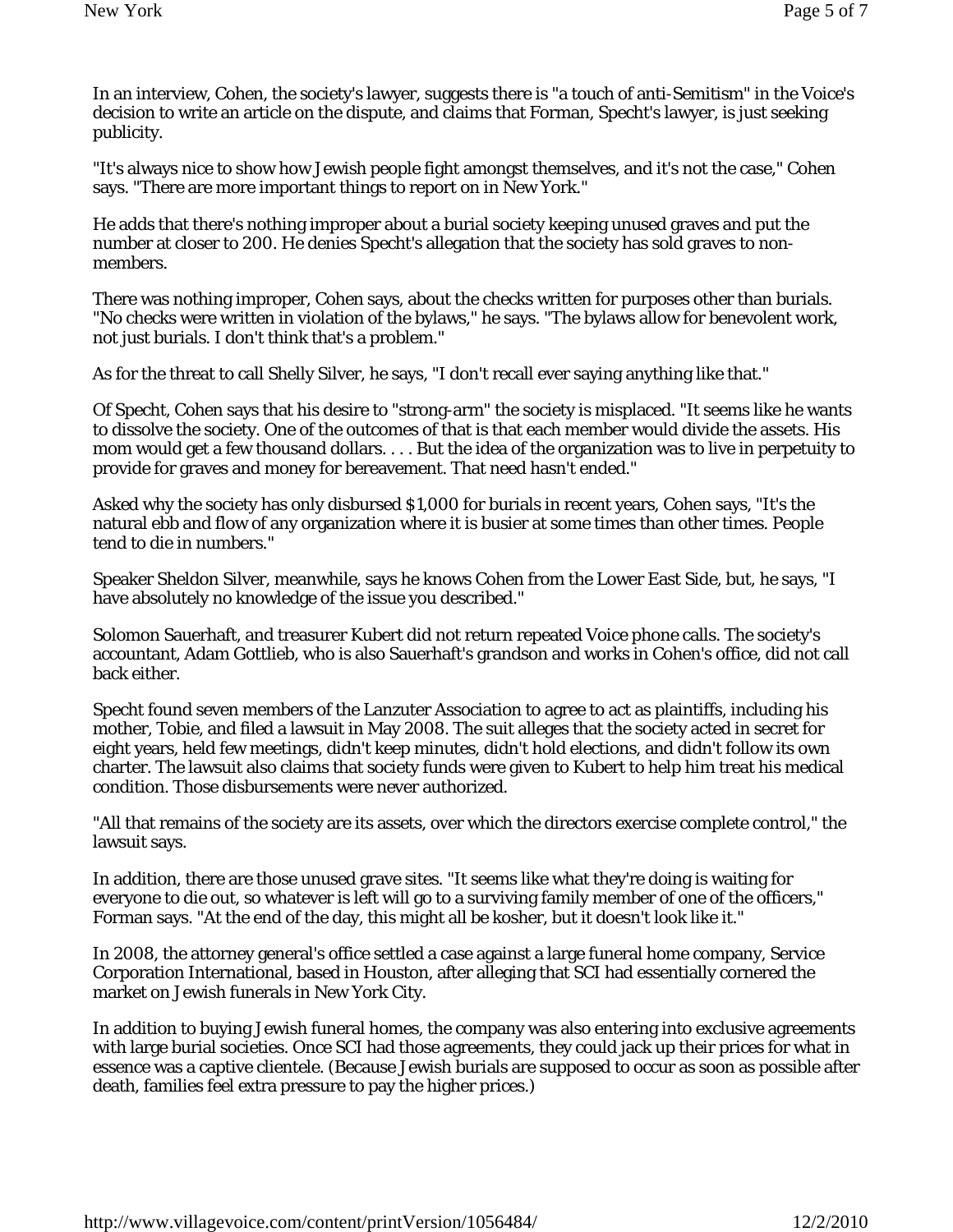In an interview, Cohen, the society's lawyer, suggests there is "a touch of anti-Semitism" in the Voice's decision to write an article on the dispute, and claims that Forman, Specht's lawyer, is just seeking publicity.

"It's always nice to show how Jewish people fight amongst themselves, and it's not the case," Cohen says. "There are more important things to report on in New York."

He adds that there's nothing improper about a burial society keeping unused graves and put the number at closer to 200. He denies Specht's allegation that the society has sold graves to non-members.

There was nothing improper, Cohen says, about the checks written for purposes other than burials. "No checks were written in violation of the bylaws," he says. "The bylaws allow for benevolent work, not just burials. I don't think that's a problem."

As for the threat to call Shelly Silver, he says, "I don't recall ever saying anything like that."

Of Specht, Cohen says that his desire to "strong-arm" the society is misplaced. "It seems like he wants to dissolve the society. One of the outcomes of that is that each member would divide the assets. His mom would get a few thousand dollars. . . . But the idea of the organization was to live in perpetuity to provide for graves and money for bereavement. That need hasn't ended."

Asked why the society has only disbursed $1,000 for burials in recent years, Cohen says, "It's the natural ebb and flow of any organization where it is busier at some times than other times. People tend to die in numbers."

Speaker Sheldon Silver, meanwhile, says he knows Cohen from the Lower East Side, but, he says, "I have absolutely no knowledge of the issue you described."

Solomon Sauerhaft, and treasurer Kubert did not return repeated Voice phone calls. The society's accountant, Adam Gottlieb, who is also Sauerhaft's grandson and works in Cohen's office, did not call back either.

Specht found seven members of the Lanzuter Association to agree to act as plaintiffs, including his mother, Tobie, and filed a lawsuit in May 2008. The suit alleges that the society acted in secret for eight years, held few meetings, didn't keep minutes, didn't hold elections, and didn't follow its own charter. The lawsuit also claims that society funds were given to Kubert to help him treat his medical condition. Those disbursements were never authorized.

"All that remains of the society are its assets, over which the directors exercise complete control," the lawsuit says.

In addition, there are those unused grave sites. "It seems like what they're doing is waiting for everyone to die out, so whatever is left will go to a surviving family member of one of the officers," Forman says. "At the end of the day, this might all be kosher, but it doesn't look like it."

In 2008, the attorney general's office settled a case against a large funeral home company, Service Corporation International, based in Houston, after alleging that SCI had essentially cornered the market on Jewish funerals in New York City.

In addition to buying Jewish funeral homes, the company was also entering into exclusive agreements with large burial societies. Once SCI had those agreements, they could jack up their prices for what in essence was a captive clientele. (Because Jewish burials are supposed to occur as soon as possible after death, families feel extra pressure to pay the higher prices.)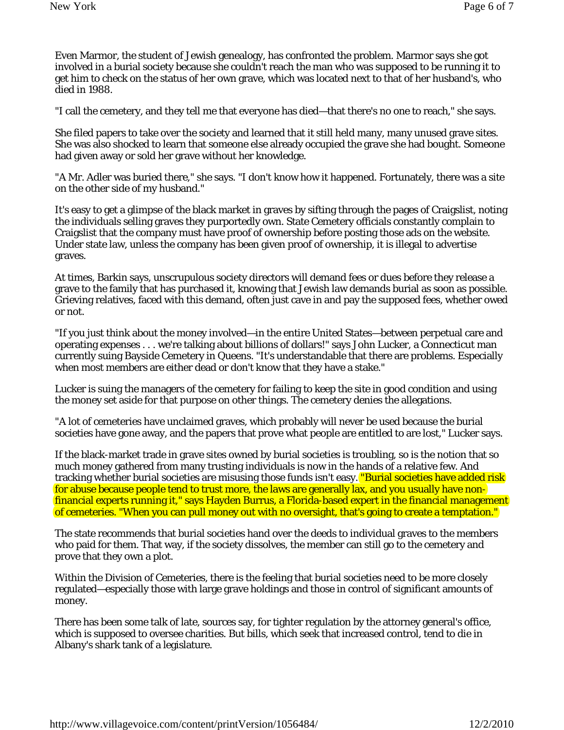Even Marmor, the student of Jewish genealogy, has confronted the problem. Marmor says she got involved in a burial society because she couldn't reach the man who was supposed to be running it to get him to check on the status of her own grave, which was located next to that of her husband's, who died in 1988.

"I call the cemetery, and they tell me that everyone has died—that there's no one to reach," she says.

She filed papers to take over the society and learned that it still held many, many unused grave sites. She was also shocked to learn that someone else already occupied the grave she had bought. Someone had given away or sold her grave without her knowledge.

"A Mr. Adler was buried there," she says. "I don't know how it happened. Fortunately, there was a site on the other side of my husband."

It's easy to get a glimpse of the black market in graves by sifting through the pages of Craigslist, noting the individuals selling graves they purportedly own. State Cemetery officials constantly complain to Craigslist that the company must have proof of ownership before posting those ads on the website. Under state law, unless the company has been given proof of ownership, it is illegal to advertise graves.

At times, Barkin says, unscrupulous society directors will demand fees or dues before they release a grave to the family that has purchased it, knowing that Jewish law demands burial as soon as possible. Grieving relatives, faced with this demand, often just cave in and pay the supposed fees, whether owed or not.

"If you just think about the money involved—in the entire United States—between perpetual care and operating expenses . . . we're talking about billions of dollars!" says John Lucker, a Connecticut man currently suing Bayside Cemetery in Queens. "It's understandable that there are problems. Especially when most members are either dead or don't know that they have a stake."

Lucker is suing the managers of the cemetery for failing to keep the site in good condition and using the money set aside for that purpose on other things. The cemetery denies the allegations.

"A lot of cemeteries have unclaimed graves, which probably will never be used because the burial societies have gone away, and the papers that prove what people are entitled to are lost," Lucker says.

If the black-market trade in grave sites owned by burial societies is troubling, so is the notion that so much money gathered from many trusting individuals is now in the hands of a relative few. And tracking whether burial societies are misusing those funds isn't easy. "Burial societies have added risk for abuse because people tend to trust more, the laws are generally lax, and you usually have non-financial experts running it," says Hayden Burrus, a Florida-based expert in the financial management of cemeteries. "When you can pull money out with no oversight, that's going to create a temptation."

The state recommends that burial societies hand over the deeds to individual graves to the members who paid for them. That way, if the society dissolves, the member can still go to the cemetery and prove that they own a plot.

Within the Division of Cemeteries, there is the feeling that burial societies need to be more closely regulated—especially those with large grave holdings and those in control of significant amounts of money.

There has been some talk of late, sources say, for tighter regulation by the attorney general's office, which is supposed to oversee charities. But bills, which seek that increased control, tend to die in Albany's shark tank of a legislature.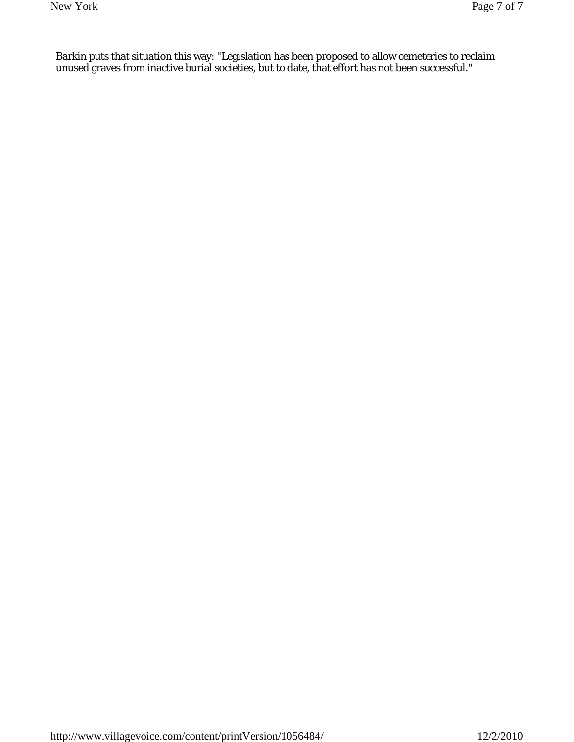Barkin puts that situation this way: "Legislation has been proposed to allow cemeteries to reclaim unused graves from inactive burial societies, but to date, that effort has not been successful."